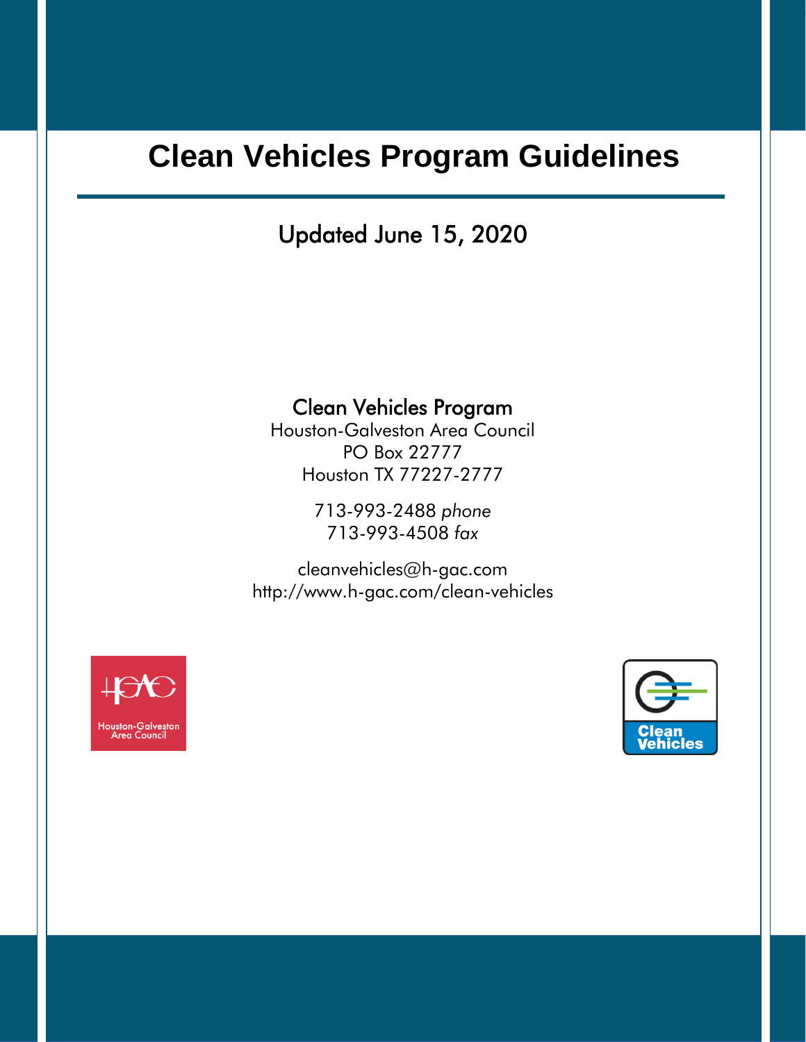# Clean Vehicles Program Guidelines

Updated June 15, 2020

**Clean Vehicles Program**
Houston-Galveston Area Council
PO Box 22777
Houston TX 77227-2777

713-993-2488 *phone*
713-993-4508 *fax*

cleanvehicles@h-gac.com
http://www.h-gac.com/clean-vehicles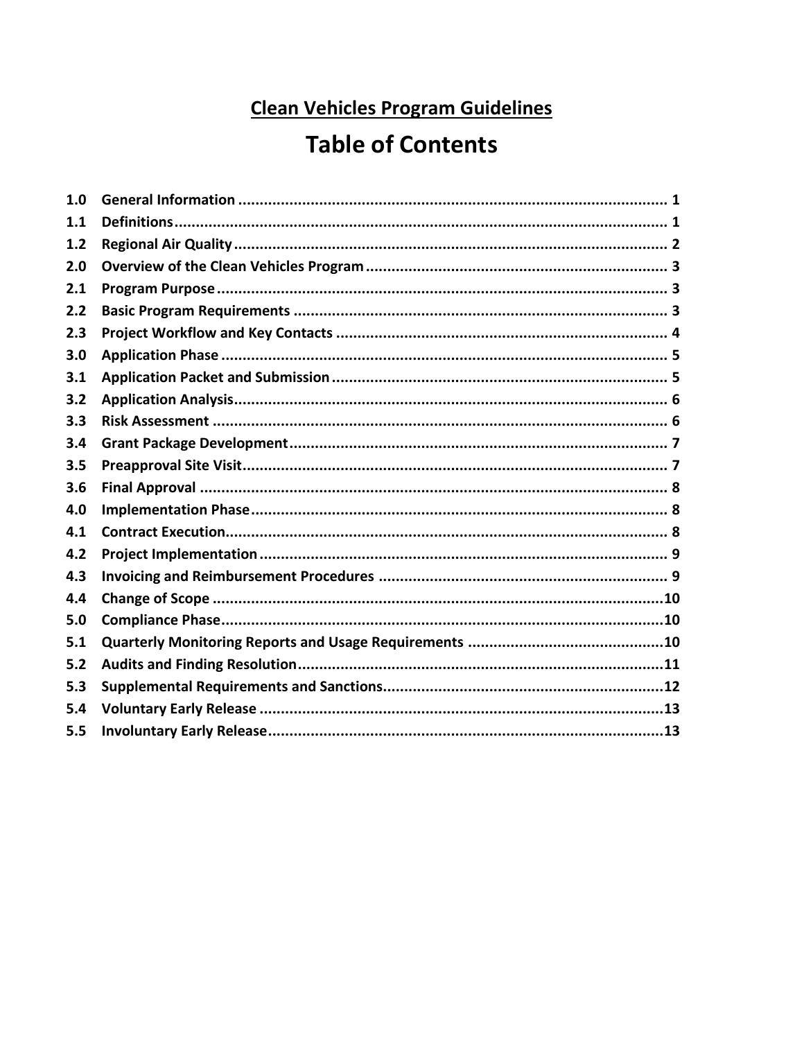# Clean Vehicles Program Guidelines

## Table of Contents

| | | |
|---|---|---|
| 1.0 | General Information | 1 |
| 1.1 | Definitions | 1 |
| 1.2 | Regional Air Quality | 2 |
| 2.0 | Overview of the Clean Vehicles Program | 3 |
| 2.1 | Program Purpose | 3 |
| 2.2 | Basic Program Requirements | 3 |
| 2.3 | Project Workflow and Key Contacts | 4 |
| 3.0 | Application Phase | 5 |
| 3.1 | Application Packet and Submission | 5 |
| 3.2 | Application Analysis | 6 |
| 3.3 | Risk Assessment | 6 |
| 3.4 | Grant Package Development | 7 |
| 3.5 | Preapproval Site Visit | 7 |
| 3.6 | Final Approval | 8 |
| 4.0 | Implementation Phase | 8 |
| 4.1 | Contract Execution | 8 |
| 4.2 | Project Implementation | 9 |
| 4.3 | Invoicing and Reimbursement Procedures | 9 |
| 4.4 | Change of Scope | 10 |
| 5.0 | Compliance Phase | 10 |
| 5.1 | Quarterly Monitoring Reports and Usage Requirements | 10 |
| 5.2 | Audits and Finding Resolution | 11 |
| 5.3 | Supplemental Requirements and Sanctions | 12 |
| 5.4 | Voluntary Early Release | 13 |
| 5.5 | Involuntary Early Release | 13 |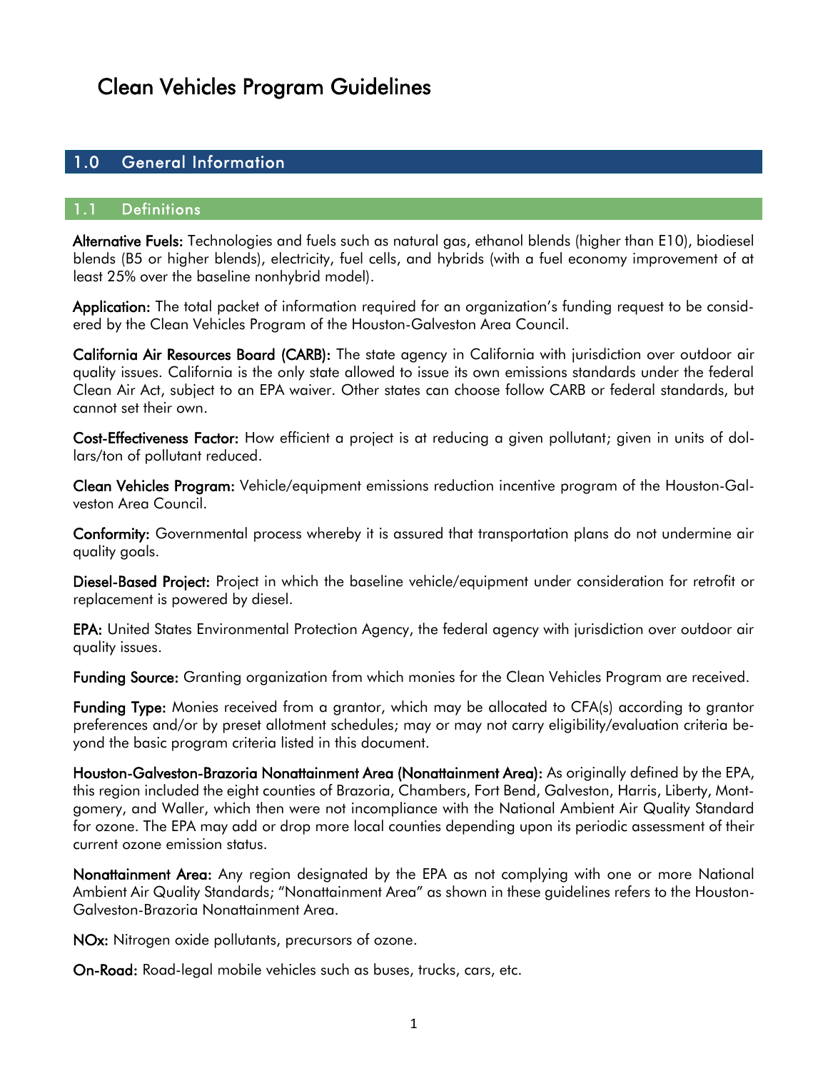# Clean Vehicles Program Guidelines

## 1.0 General Information

### 1.1 Definitions

**Alternative Fuels:** Technologies and fuels such as natural gas, ethanol blends (higher than E10), biodiesel blends (B5 or higher blends), electricity, fuel cells, and hybrids (with a fuel economy improvement of at least 25% over the baseline nonhybrid model).

**Application:** The total packet of information required for an organization's funding request to be considered by the Clean Vehicles Program of the Houston-Galveston Area Council.

**California Air Resources Board (CARB):** The state agency in California with jurisdiction over outdoor air quality issues. California is the only state allowed to issue its own emissions standards under the federal Clean Air Act, subject to an EPA waiver. Other states can choose follow CARB or federal standards, but cannot set their own.

**Cost-Effectiveness Factor:** How efficient a project is at reducing a given pollutant; given in units of dollars/ton of pollutant reduced.

**Clean Vehicles Program:** Vehicle/equipment emissions reduction incentive program of the Houston-Galveston Area Council.

**Conformity:** Governmental process whereby it is assured that transportation plans do not undermine air quality goals.

**Diesel-Based Project:** Project in which the baseline vehicle/equipment under consideration for retrofit or replacement is powered by diesel.

**EPA:** United States Environmental Protection Agency, the federal agency with jurisdiction over outdoor air quality issues.

**Funding Source:** Granting organization from which monies for the Clean Vehicles Program are received.

**Funding Type:** Monies received from a grantor, which may be allocated to CFA(s) according to grantor preferences and/or by preset allotment schedules; may or may not carry eligibility/evaluation criteria beyond the basic program criteria listed in this document.

**Houston-Galveston-Brazoria Nonattainment Area (Nonattainment Area):** As originally defined by the EPA, this region included the eight counties of Brazoria, Chambers, Fort Bend, Galveston, Harris, Liberty, Montgomery, and Waller, which then were not incompliance with the National Ambient Air Quality Standard for ozone. The EPA may add or drop more local counties depending upon its periodic assessment of their current ozone emission status.

**Nonattainment Area:** Any region designated by the EPA as not complying with one or more National Ambient Air Quality Standards; "Nonattainment Area" as shown in these guidelines refers to the Houston-Galveston-Brazoria Nonattainment Area.

**NOx:** Nitrogen oxide pollutants, precursors of ozone.

**On-Road:** Road-legal mobile vehicles such as buses, trucks, cars, etc.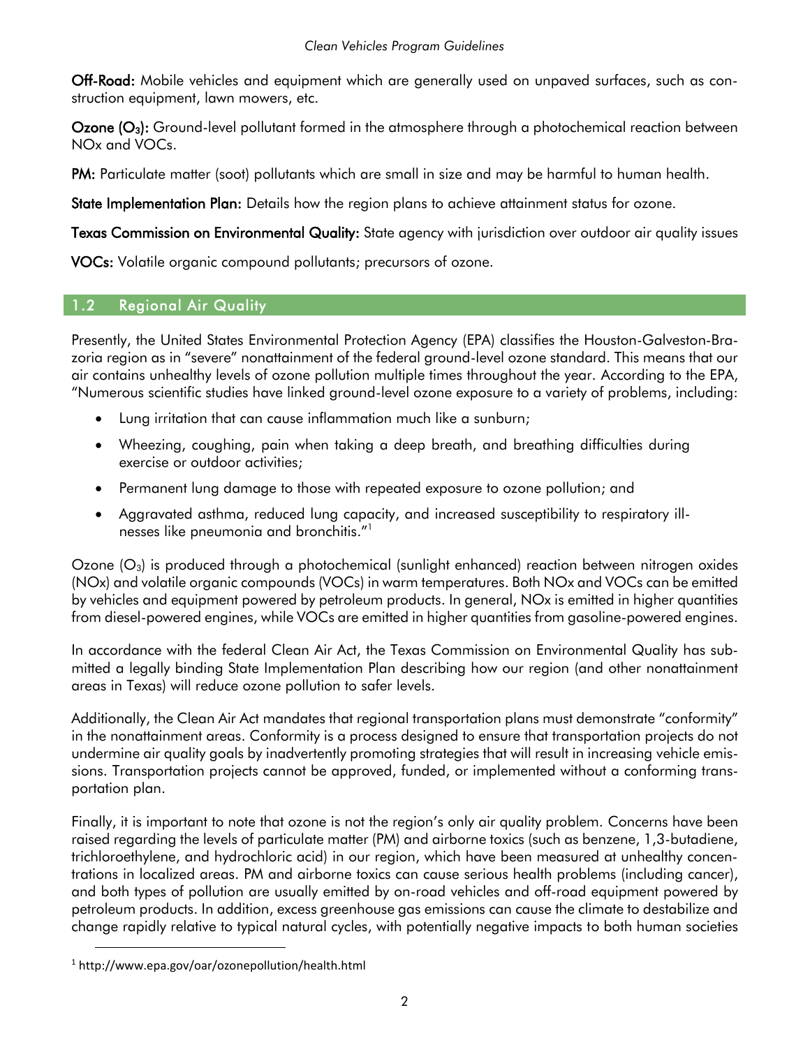**Off-Road:** Mobile vehicles and equipment which are generally used on unpaved surfaces, such as construction equipment, lawn mowers, etc.

**Ozone ($O_3$):** Ground-level pollutant formed in the atmosphere through a photochemical reaction between NOx and VOCs.

**PM:** Particulate matter (soot) pollutants which are small in size and may be harmful to human health.

**State Implementation Plan:** Details how the region plans to achieve attainment status for ozone.

**Texas Commission on Environmental Quality:** State agency with jurisdiction over outdoor air quality issues

**VOCs:** Volatile organic compound pollutants; precursors of ozone.

## 1.2 Regional Air Quality

Presently, the United States Environmental Protection Agency (EPA) classifies the Houston-Galveston-Brazoria region as in "severe" nonattainment of the federal ground-level ozone standard. This means that our air contains unhealthy levels of ozone pollution multiple times throughout the year. According to the EPA, "Numerous scientific studies have linked ground-level ozone exposure to a variety of problems, including:

- Lung irritation that can cause inflammation much like a sunburn;
- Wheezing, coughing, pain when taking a deep breath, and breathing difficulties during exercise or outdoor activities;
- Permanent lung damage to those with repeated exposure to ozone pollution; and
- Aggravated asthma, reduced lung capacity, and increased susceptibility to respiratory illnesses like pneumonia and bronchitis."[1]

Ozone ($O_3$) is produced through a photochemical (sunlight enhanced) reaction between nitrogen oxides (NOx) and volatile organic compounds (VOCs) in warm temperatures. Both NOx and VOCs can be emitted by vehicles and equipment powered by petroleum products. In general, NOx is emitted in higher quantities from diesel-powered engines, while VOCs are emitted in higher quantities from gasoline-powered engines.

In accordance with the federal Clean Air Act, the Texas Commission on Environmental Quality has submitted a legally binding State Implementation Plan describing how our region (and other nonattainment areas in Texas) will reduce ozone pollution to safer levels.

Additionally, the Clean Air Act mandates that regional transportation plans must demonstrate "conformity" in the nonattainment areas. Conformity is a process designed to ensure that transportation projects do not undermine air quality goals by inadvertently promoting strategies that will result in increasing vehicle emissions. Transportation projects cannot be approved, funded, or implemented without a conforming transportation plan.

Finally, it is important to note that ozone is not the region's only air quality problem. Concerns have been raised regarding the levels of particulate matter (PM) and airborne toxics (such as benzene, 1,3-butadiene, trichloroethylene, and hydrochloric acid) in our region, which have been measured at unhealthy concentrations in localized areas. PM and airborne toxics can cause serious health problems (including cancer), and both types of pollution are usually emitted by on-road vehicles and off-road equipment powered by petroleum products. In addition, excess greenhouse gas emissions can cause the climate to destabilize and change rapidly relative to typical natural cycles, with potentially negative impacts to both human societies

[1] http://www.epa.gov/oar/ozonepollution/health.html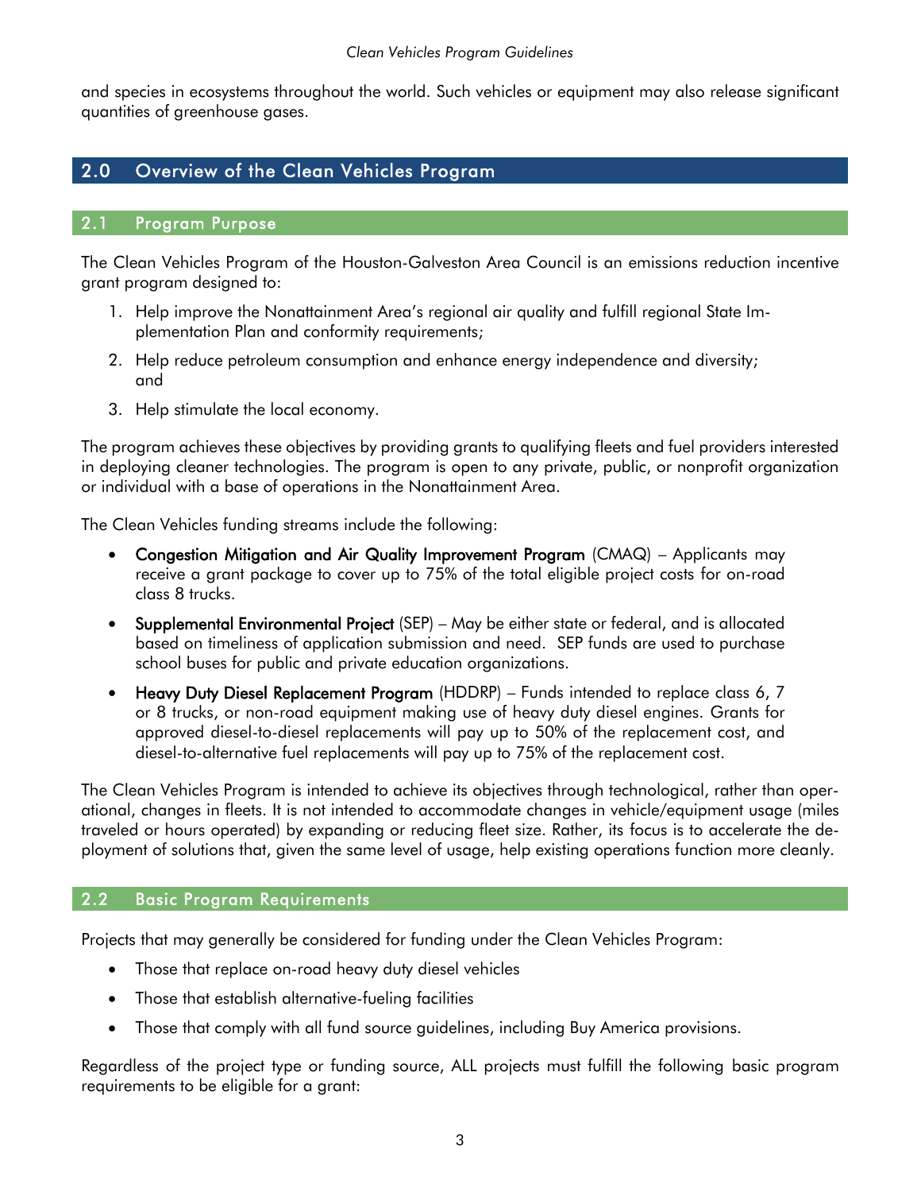and species in ecosystems throughout the world. Such vehicles or equipment may also release significant quantities of greenhouse gases.

# 2.0 Overview of the Clean Vehicles Program

## 2.1 Program Purpose

The Clean Vehicles Program of the Houston-Galveston Area Council is an emissions reduction incentive grant program designed to:

1. Help improve the Nonattainment Area's regional air quality and fulfill regional State Implementation Plan and conformity requirements;
2. Help reduce petroleum consumption and enhance energy independence and diversity; and
3. Help stimulate the local economy.

The program achieves these objectives by providing grants to qualifying fleets and fuel providers interested in deploying cleaner technologies. The program is open to any private, public, or nonprofit organization or individual with a base of operations in the Nonattainment Area.

The Clean Vehicles funding streams include the following:

- **Congestion Mitigation and Air Quality Improvement Program** (CMAQ) – Applicants may receive a grant package to cover up to 75% of the total eligible project costs for on-road class 8 trucks.
- **Supplemental Environmental Project** (SEP) – May be either state or federal, and is allocated based on timeliness of application submission and need. SEP funds are used to purchase school buses for public and private education organizations.
- **Heavy Duty Diesel Replacement Program** (HDDRP) – Funds intended to replace class 6, 7 or 8 trucks, or non-road equipment making use of heavy duty diesel engines. Grants for approved diesel-to-diesel replacements will pay up to 50% of the replacement cost, and diesel-to-alternative fuel replacements will pay up to 75% of the replacement cost.

The Clean Vehicles Program is intended to achieve its objectives through technological, rather than operational, changes in fleets. It is not intended to accommodate changes in vehicle/equipment usage (miles traveled or hours operated) by expanding or reducing fleet size. Rather, its focus is to accelerate the deployment of solutions that, given the same level of usage, help existing operations function more cleanly.

## 2.2 Basic Program Requirements

Projects that may generally be considered for funding under the Clean Vehicles Program:

- Those that replace on-road heavy duty diesel vehicles
- Those that establish alternative-fueling facilities
- Those that comply with all fund source guidelines, including Buy America provisions.

Regardless of the project type or funding source, ALL projects must fulfill the following basic program requirements to be eligible for a grant: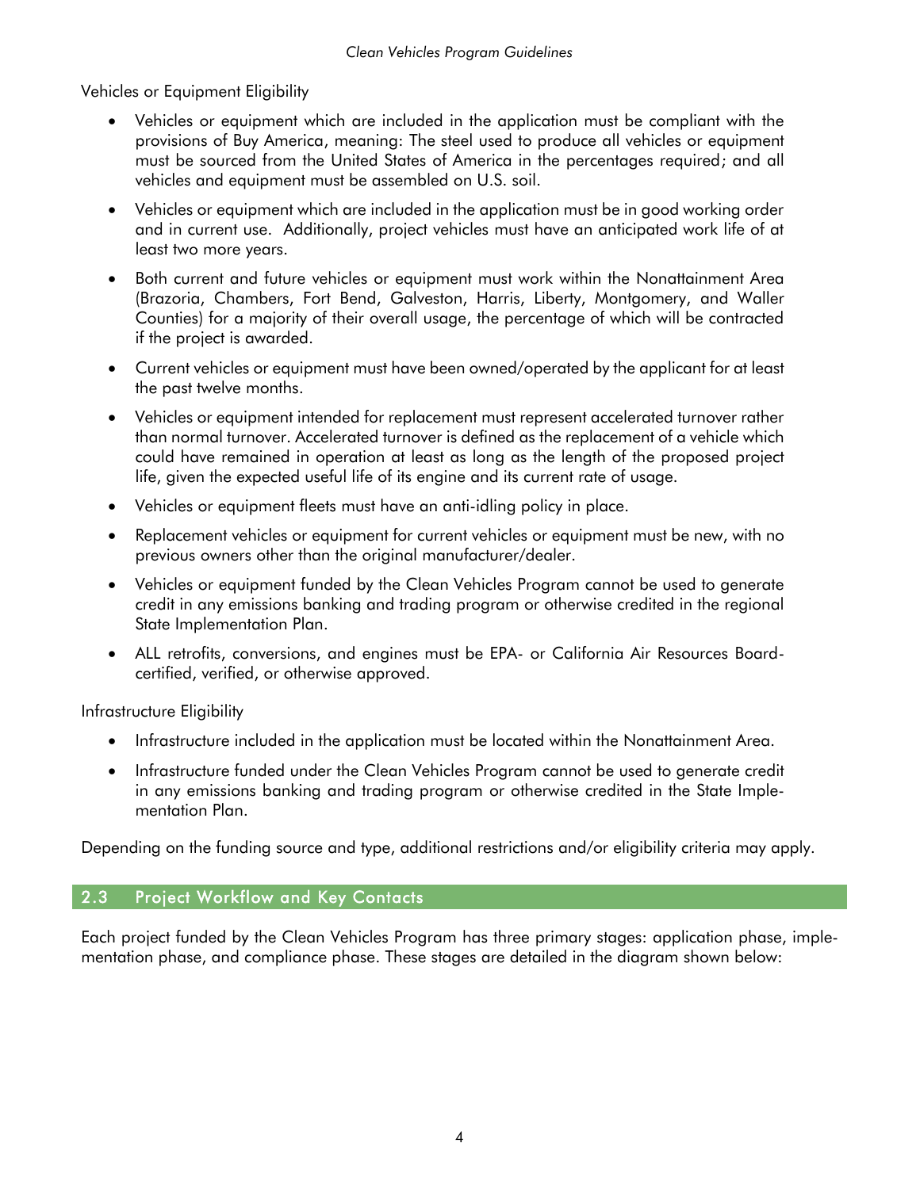Vehicles or Equipment Eligibility

- Vehicles or equipment which are included in the application must be compliant with the provisions of Buy America, meaning: The steel used to produce all vehicles or equipment must be sourced from the United States of America in the percentages required; and all vehicles and equipment must be assembled on U.S. soil.
- Vehicles or equipment which are included in the application must be in good working order and in current use. Additionally, project vehicles must have an anticipated work life of at least two more years.
- Both current and future vehicles or equipment must work within the Nonattainment Area (Brazoria, Chambers, Fort Bend, Galveston, Harris, Liberty, Montgomery, and Waller Counties) for a majority of their overall usage, the percentage of which will be contracted if the project is awarded.
- Current vehicles or equipment must have been owned/operated by the applicant for at least the past twelve months.
- Vehicles or equipment intended for replacement must represent accelerated turnover rather than normal turnover. Accelerated turnover is defined as the replacement of a vehicle which could have remained in operation at least as long as the length of the proposed project life, given the expected useful life of its engine and its current rate of usage.
- Vehicles or equipment fleets must have an anti-idling policy in place.
- Replacement vehicles or equipment for current vehicles or equipment must be new, with no previous owners other than the original manufacturer/dealer.
- Vehicles or equipment funded by the Clean Vehicles Program cannot be used to generate credit in any emissions banking and trading program or otherwise credited in the regional State Implementation Plan.
- ALL retrofits, conversions, and engines must be EPA- or California Air Resources Board-certified, verified, or otherwise approved.

Infrastructure Eligibility

- Infrastructure included in the application must be located within the Nonattainment Area.
- Infrastructure funded under the Clean Vehicles Program cannot be used to generate credit in any emissions banking and trading program or otherwise credited in the State Implementation Plan.

Depending on the funding source and type, additional restrictions and/or eligibility criteria may apply.

## 2.3 Project Workflow and Key Contacts

Each project funded by the Clean Vehicles Program has three primary stages: application phase, implementation phase, and compliance phase. These stages are detailed in the diagram shown below: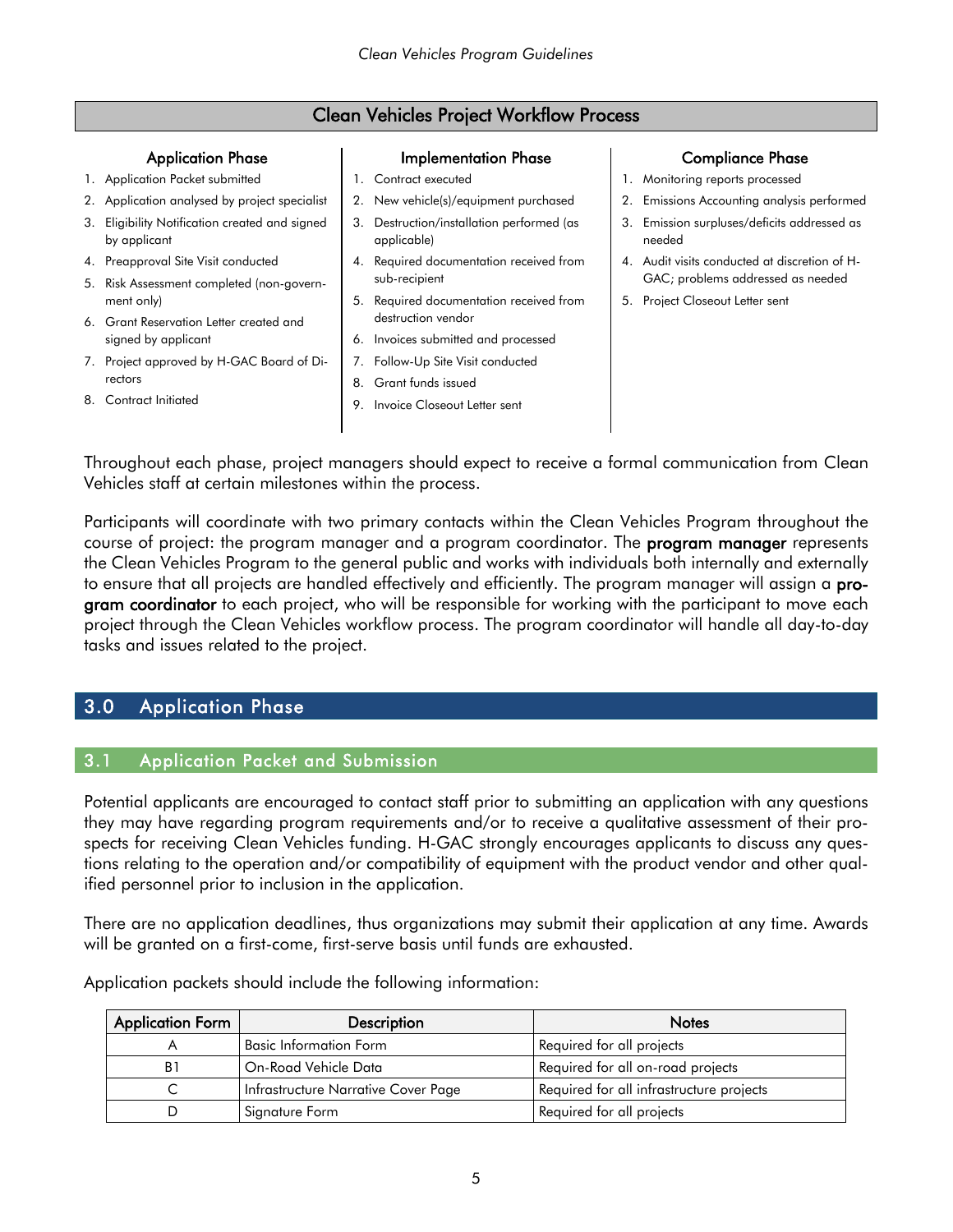## Clean Vehicles Project Workflow Process

### Application Phase

1. Application Packet submitted
2. Application analysed by project specialist
3. Eligibility Notification created and signed by applicant
4. Preapproval Site Visit conducted
5. Risk Assessment completed (non-government only)
6. Grant Reservation Letter created and signed by applicant
7. Project approved by H-GAC Board of Directors
8. Contract Initiated

### Implementation Phase

1. Contract executed
2. New vehicle(s)/equipment purchased
3. Destruction/installation performed (as applicable)
4. Required documentation received from sub-recipient
5. Required documentation received from destruction vendor
6. Invoices submitted and processed
7. Follow-Up Site Visit conducted
8. Grant funds issued
9. Invoice Closeout Letter sent

### Compliance Phase

1. Monitoring reports processed
2. Emissions Accounting analysis performed
3. Emission surpluses/deficits addressed as needed
4. Audit visits conducted at discretion of H-GAC; problems addressed as needed
5. Project Closeout Letter sent

Throughout each phase, project managers should expect to receive a formal communication from Clean Vehicles staff at certain milestones within the process.

Participants will coordinate with two primary contacts within the Clean Vehicles Program throughout the course of project: the program manager and a program coordinator. The **program manager** represents the Clean Vehicles Program to the general public and works with individuals both internally and externally to ensure that all projects are handled effectively and efficiently. The program manager will assign a **program coordinator** to each project, who will be responsible for working with the participant to move each project through the Clean Vehicles workflow process. The program coordinator will handle all day-to-day tasks and issues related to the project.

# 3.0 Application Phase

## 3.1 Application Packet and Submission

Potential applicants are encouraged to contact staff prior to submitting an application with any questions they may have regarding program requirements and/or to receive a qualitative assessment of their prospects for receiving Clean Vehicles funding. H-GAC strongly encourages applicants to discuss any questions relating to the operation and/or compatibility of equipment with the product vendor and other qualified personnel prior to inclusion in the application.

There are no application deadlines, thus organizations may submit their application at any time. Awards will be granted on a first-come, first-serve basis until funds are exhausted.

Application packets should include the following information:

| Application Form | Description | Notes |
|---|---|---|
| A | Basic Information Form | Required for all projects |
| B1 | On-Road Vehicle Data | Required for all on-road projects |
| C | Infrastructure Narrative Cover Page | Required for all infrastructure projects |
| D | Signature Form | Required for all projects |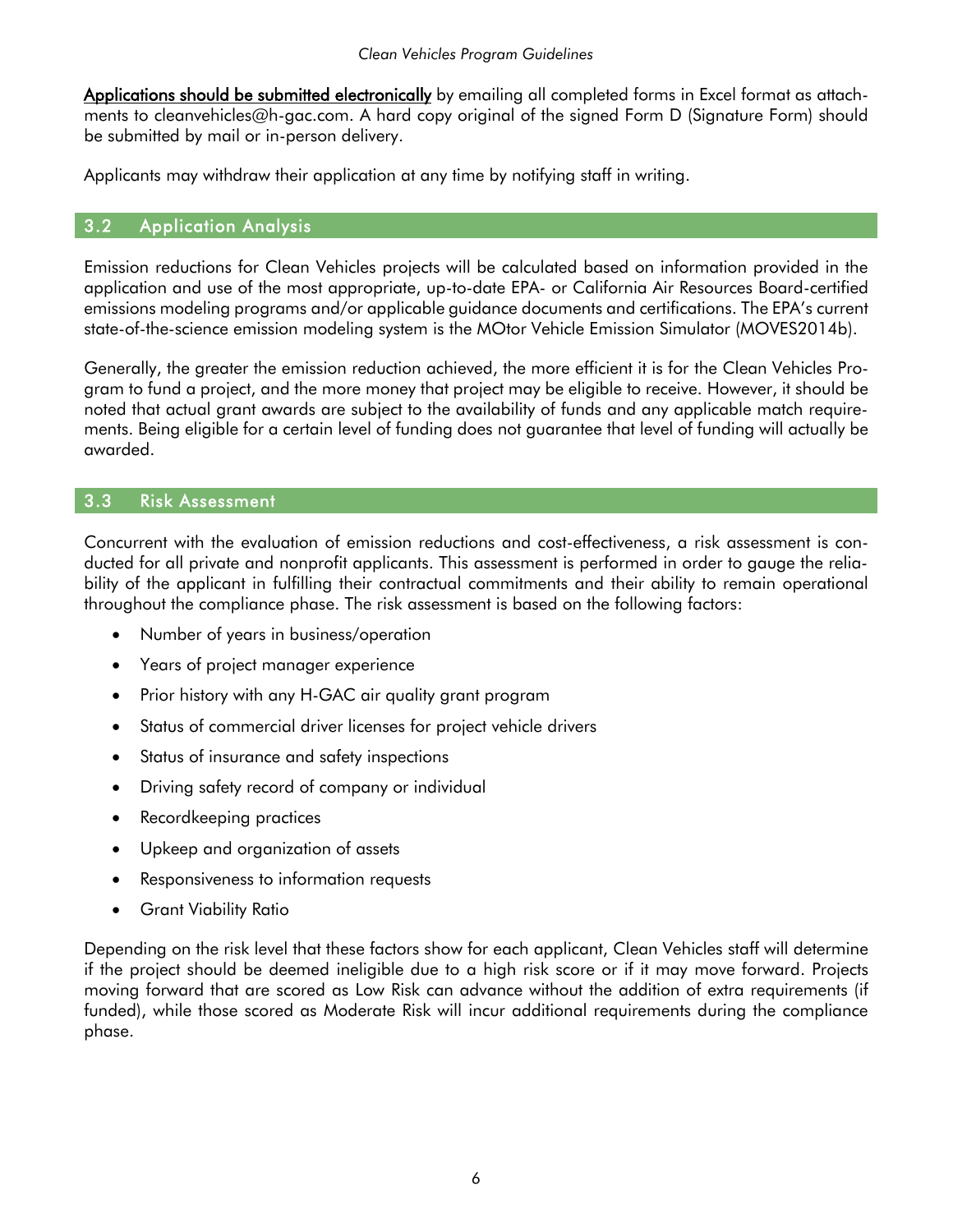**Applications should be submitted electronically** by emailing all completed forms in Excel format as attachments to cleanvehicles@h-gac.com. A hard copy original of the signed Form D (Signature Form) should be submitted by mail or in-person delivery.

Applicants may withdraw their application at any time by notifying staff in writing.

## 3.2 Application Analysis

Emission reductions for Clean Vehicles projects will be calculated based on information provided in the application and use of the most appropriate, up-to-date EPA- or California Air Resources Board-certified emissions modeling programs and/or applicable guidance documents and certifications. The EPA's current state-of-the-science emission modeling system is the MOtor Vehicle Emission Simulator (MOVES2014b).

Generally, the greater the emission reduction achieved, the more efficient it is for the Clean Vehicles Program to fund a project, and the more money that project may be eligible to receive. However, it should be noted that actual grant awards are subject to the availability of funds and any applicable match requirements. Being eligible for a certain level of funding does not guarantee that level of funding will actually be awarded.

## 3.3 Risk Assessment

Concurrent with the evaluation of emission reductions and cost-effectiveness, a risk assessment is conducted for all private and nonprofit applicants. This assessment is performed in order to gauge the reliability of the applicant in fulfilling their contractual commitments and their ability to remain operational throughout the compliance phase. The risk assessment is based on the following factors:

- Number of years in business/operation
- Years of project manager experience
- Prior history with any H-GAC air quality grant program
- Status of commercial driver licenses for project vehicle drivers
- Status of insurance and safety inspections
- Driving safety record of company or individual
- Recordkeeping practices
- Upkeep and organization of assets
- Responsiveness to information requests
- Grant Viability Ratio

Depending on the risk level that these factors show for each applicant, Clean Vehicles staff will determine if the project should be deemed ineligible due to a high risk score or if it may move forward. Projects moving forward that are scored as Low Risk can advance without the addition of extra requirements (if funded), while those scored as Moderate Risk will incur additional requirements during the compliance phase.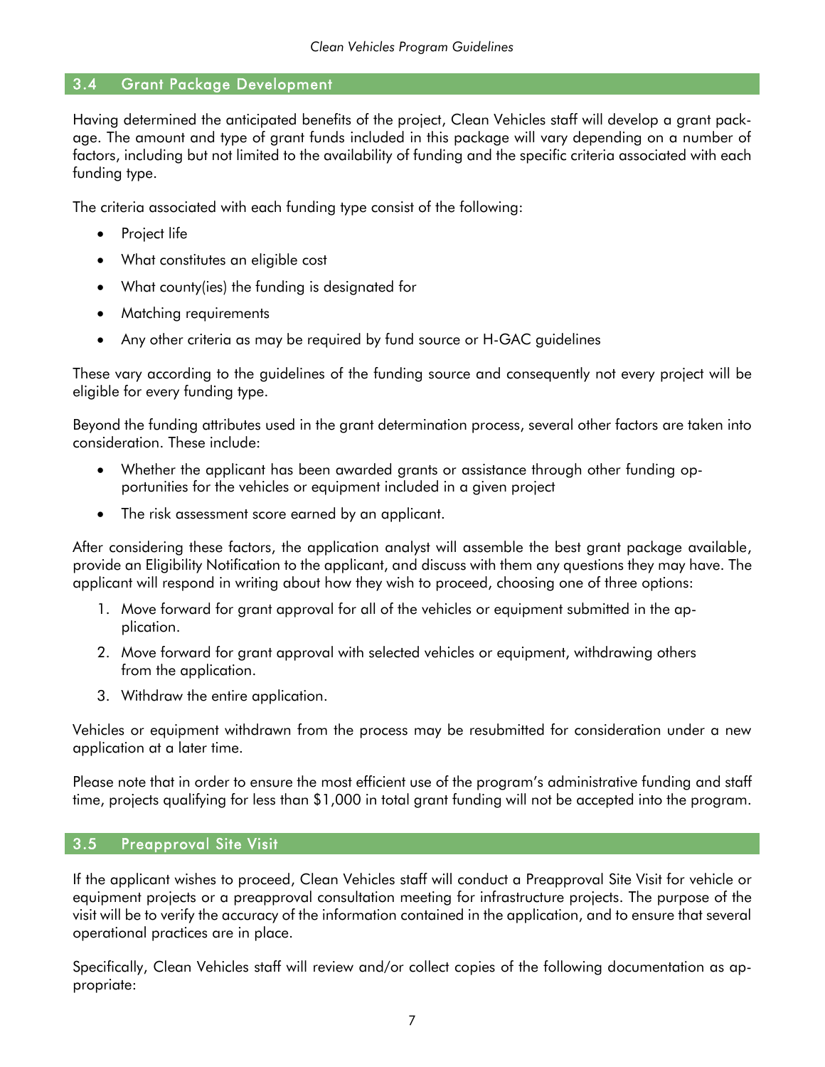## 3.4 Grant Package Development

Having determined the anticipated benefits of the project, Clean Vehicles staff will develop a grant package. The amount and type of grant funds included in this package will vary depending on a number of factors, including but not limited to the availability of funding and the specific criteria associated with each funding type.

The criteria associated with each funding type consist of the following:

- Project life
- What constitutes an eligible cost
- What county(ies) the funding is designated for
- Matching requirements
- Any other criteria as may be required by fund source or H-GAC guidelines

These vary according to the guidelines of the funding source and consequently not every project will be eligible for every funding type.

Beyond the funding attributes used in the grant determination process, several other factors are taken into consideration. These include:

- Whether the applicant has been awarded grants or assistance through other funding opportunities for the vehicles or equipment included in a given project
- The risk assessment score earned by an applicant.

After considering these factors, the application analyst will assemble the best grant package available, provide an Eligibility Notification to the applicant, and discuss with them any questions they may have. The applicant will respond in writing about how they wish to proceed, choosing one of three options:

1. Move forward for grant approval for all of the vehicles or equipment submitted in the application.
2. Move forward for grant approval with selected vehicles or equipment, withdrawing others from the application.
3. Withdraw the entire application.

Vehicles or equipment withdrawn from the process may be resubmitted for consideration under a new application at a later time.

Please note that in order to ensure the most efficient use of the program's administrative funding and staff time, projects qualifying for less than $1,000 in total grant funding will not be accepted into the program.

## 3.5 Preapproval Site Visit

If the applicant wishes to proceed, Clean Vehicles staff will conduct a Preapproval Site Visit for vehicle or equipment projects or a preapproval consultation meeting for infrastructure projects. The purpose of the visit will be to verify the accuracy of the information contained in the application, and to ensure that several operational practices are in place.

Specifically, Clean Vehicles staff will review and/or collect copies of the following documentation as appropriate: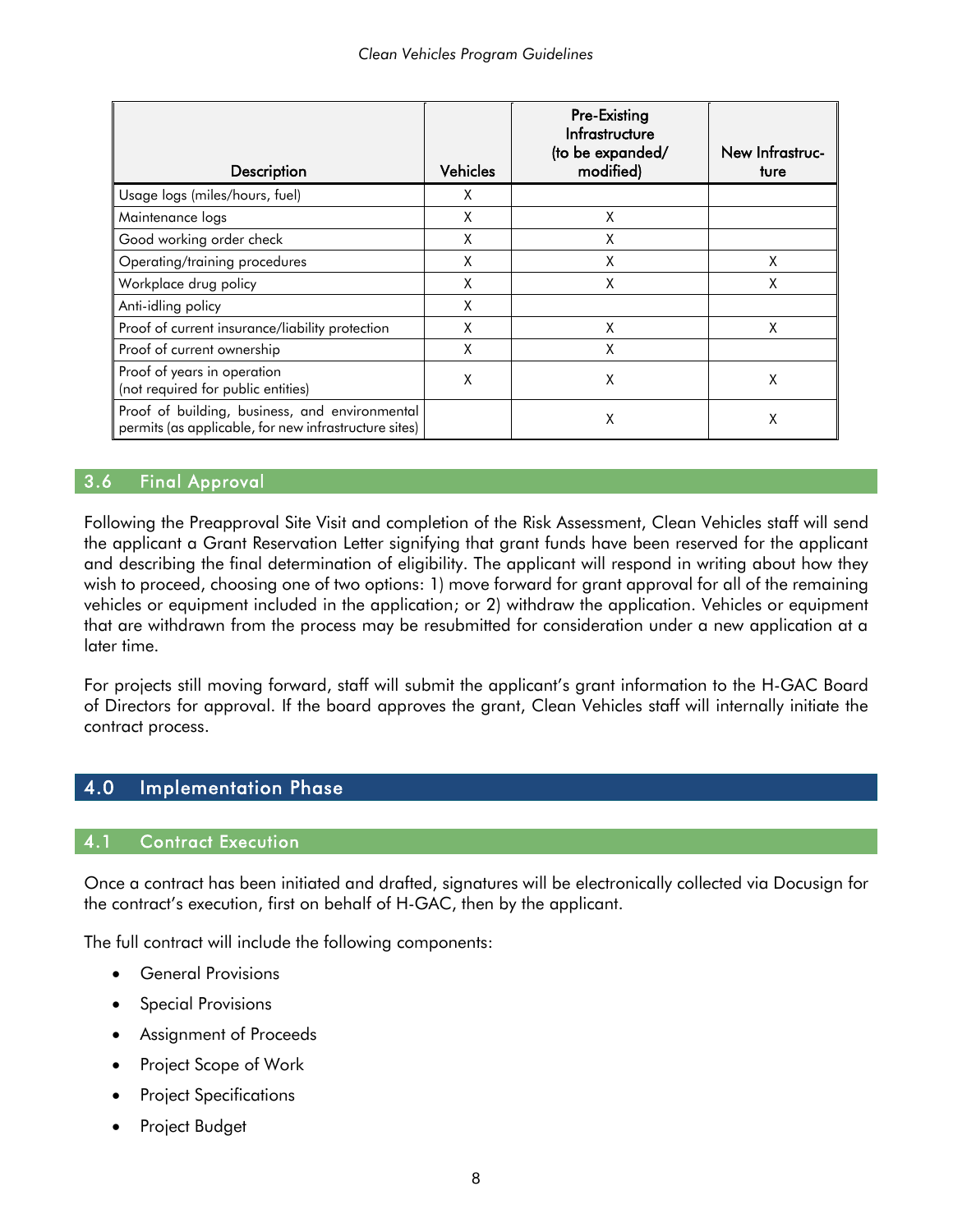| Description | Vehicles | Pre-Existing Infrastructure (to be expanded/ modified) | New Infrastructure |
|---|---|---|---|
| Usage logs (miles/hours, fuel) | X | | |
| Maintenance logs | X | X | |
| Good working order check | X | X | |
| Operating/training procedures | X | X | X |
| Workplace drug policy | X | X | X |
| Anti-idling policy | X | | |
| Proof of current insurance/liability protection | X | X | X |
| Proof of current ownership | X | X | |
| Proof of years in operation (not required for public entities) | X | X | X |
| Proof of building, business, and environmental permits (as applicable, for new infrastructure sites) | | X | X |

## 3.6 Final Approval

Following the Preapproval Site Visit and completion of the Risk Assessment, Clean Vehicles staff will send the applicant a Grant Reservation Letter signifying that grant funds have been reserved for the applicant and describing the final determination of eligibility. The applicant will respond in writing about how they wish to proceed, choosing one of two options: 1) move forward for grant approval for all of the remaining vehicles or equipment included in the application; or 2) withdraw the application. Vehicles or equipment that are withdrawn from the process may be resubmitted for consideration under a new application at a later time.

For projects still moving forward, staff will submit the applicant's grant information to the H-GAC Board of Directors for approval. If the board approves the grant, Clean Vehicles staff will internally initiate the contract process.

# 4.0 Implementation Phase

## 4.1 Contract Execution

Once a contract has been initiated and drafted, signatures will be electronically collected via Docusign for the contract's execution, first on behalf of H-GAC, then by the applicant.

The full contract will include the following components:

- General Provisions
- Special Provisions
- Assignment of Proceeds
- Project Scope of Work
- Project Specifications
- Project Budget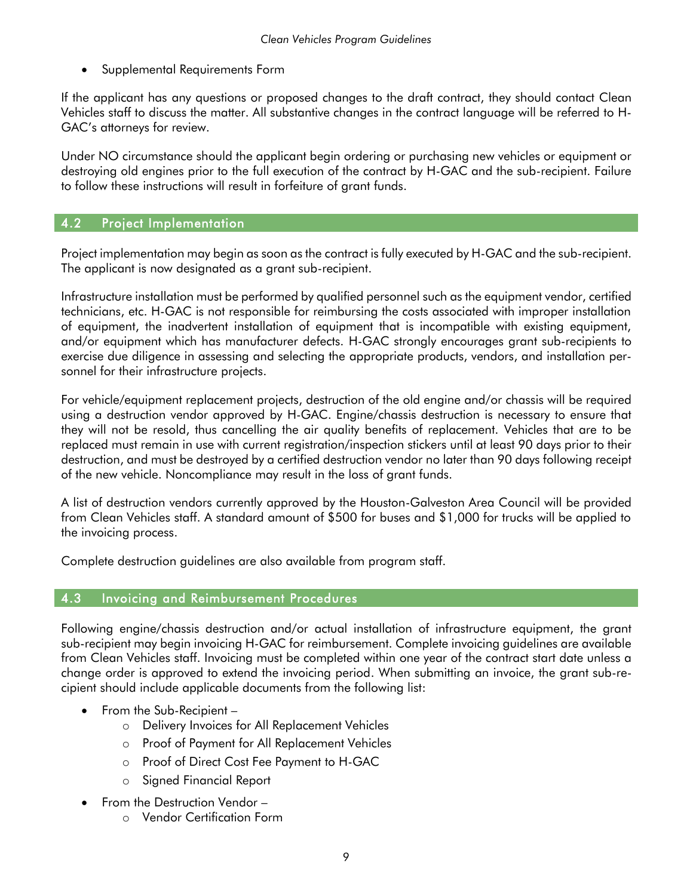- Supplemental Requirements Form

If the applicant has any questions or proposed changes to the draft contract, they should contact Clean Vehicles staff to discuss the matter. All substantive changes in the contract language will be referred to H-GAC's attorneys for review.

Under NO circumstance should the applicant begin ordering or purchasing new vehicles or equipment or destroying old engines prior to the full execution of the contract by H-GAC and the sub-recipient. Failure to follow these instructions will result in forfeiture of grant funds.

## 4.2 Project Implementation

Project implementation may begin as soon as the contract is fully executed by H-GAC and the sub-recipient. The applicant is now designated as a grant sub-recipient.

Infrastructure installation must be performed by qualified personnel such as the equipment vendor, certified technicians, etc. H-GAC is not responsible for reimbursing the costs associated with improper installation of equipment, the inadvertent installation of equipment that is incompatible with existing equipment, and/or equipment which has manufacturer defects. H-GAC strongly encourages grant sub-recipients to exercise due diligence in assessing and selecting the appropriate products, vendors, and installation personnel for their infrastructure projects.

For vehicle/equipment replacement projects, destruction of the old engine and/or chassis will be required using a destruction vendor approved by H-GAC. Engine/chassis destruction is necessary to ensure that they will not be resold, thus cancelling the air quality benefits of replacement. Vehicles that are to be replaced must remain in use with current registration/inspection stickers until at least 90 days prior to their destruction, and must be destroyed by a certified destruction vendor no later than 90 days following receipt of the new vehicle. Noncompliance may result in the loss of grant funds.

A list of destruction vendors currently approved by the Houston-Galveston Area Council will be provided from Clean Vehicles staff. A standard amount of $500 for buses and $1,000 for trucks will be applied to the invoicing process.

Complete destruction guidelines are also available from program staff.

## 4.3 Invoicing and Reimbursement Procedures

Following engine/chassis destruction and/or actual installation of infrastructure equipment, the grant sub-recipient may begin invoicing H-GAC for reimbursement. Complete invoicing guidelines are available from Clean Vehicles staff. Invoicing must be completed within one year of the contract start date unless a change order is approved to extend the invoicing period. When submitting an invoice, the grant sub-recipient should include applicable documents from the following list:

- From the Sub-Recipient –
  - Delivery Invoices for All Replacement Vehicles
  - Proof of Payment for All Replacement Vehicles
  - Proof of Direct Cost Fee Payment to H-GAC
  - Signed Financial Report
- From the Destruction Vendor –
  - Vendor Certification Form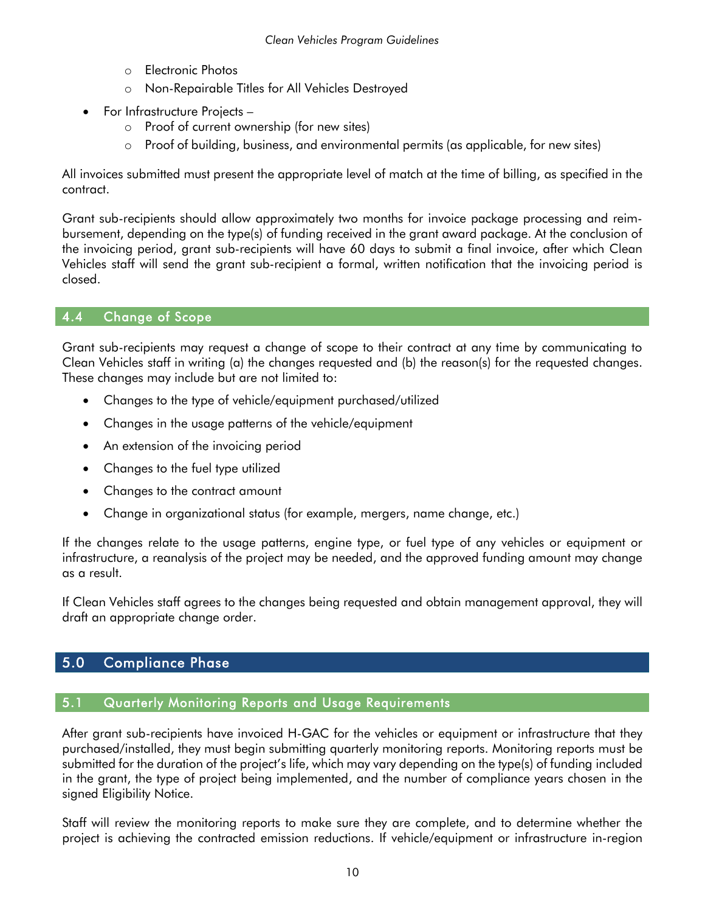- Electronic Photos
  - Non-Repairable Titles for All Vehicles Destroyed
- For Infrastructure Projects –
  - Proof of current ownership (for new sites)
  - Proof of building, business, and environmental permits (as applicable, for new sites)

All invoices submitted must present the appropriate level of match at the time of billing, as specified in the contract.

Grant sub-recipients should allow approximately two months for invoice package processing and reimbursement, depending on the type(s) of funding received in the grant award package. At the conclusion of the invoicing period, grant sub-recipients will have 60 days to submit a final invoice, after which Clean Vehicles staff will send the grant sub-recipient a formal, written notification that the invoicing period is closed.

### 4.4 Change of Scope

Grant sub-recipients may request a change of scope to their contract at any time by communicating to Clean Vehicles staff in writing (a) the changes requested and (b) the reason(s) for the requested changes. These changes may include but are not limited to:

- Changes to the type of vehicle/equipment purchased/utilized
- Changes in the usage patterns of the vehicle/equipment
- An extension of the invoicing period
- Changes to the fuel type utilized
- Changes to the contract amount
- Change in organizational status (for example, mergers, name change, etc.)

If the changes relate to the usage patterns, engine type, or fuel type of any vehicles or equipment or infrastructure, a reanalysis of the project may be needed, and the approved funding amount may change as a result.

If Clean Vehicles staff agrees to the changes being requested and obtain management approval, they will draft an appropriate change order.

## 5.0 Compliance Phase

### 5.1 Quarterly Monitoring Reports and Usage Requirements

After grant sub-recipients have invoiced H-GAC for the vehicles or equipment or infrastructure that they purchased/installed, they must begin submitting quarterly monitoring reports. Monitoring reports must be submitted for the duration of the project's life, which may vary depending on the type(s) of funding included in the grant, the type of project being implemented, and the number of compliance years chosen in the signed Eligibility Notice.

Staff will review the monitoring reports to make sure they are complete, and to determine whether the project is achieving the contracted emission reductions. If vehicle/equipment or infrastructure in-region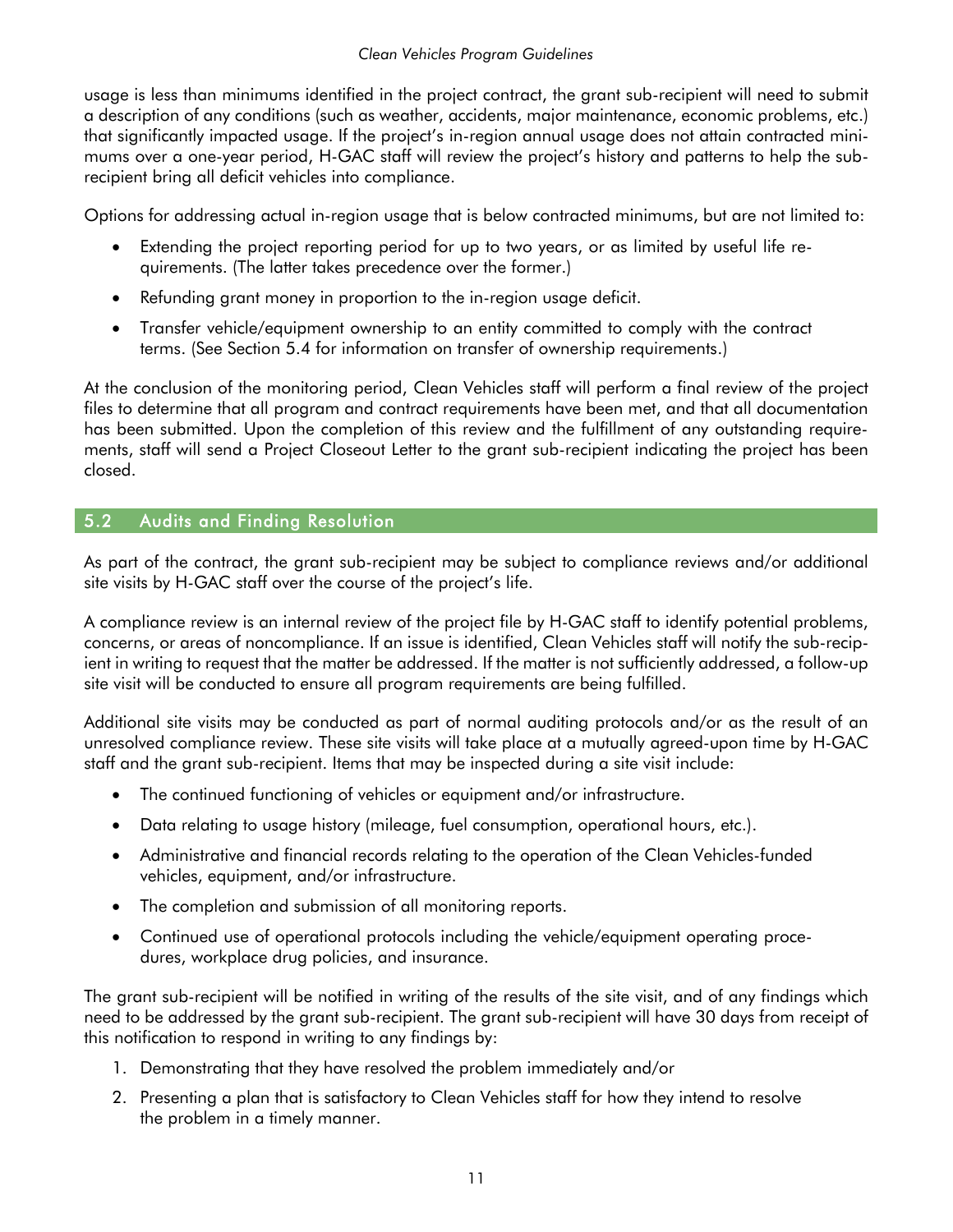usage is less than minimums identified in the project contract, the grant sub-recipient will need to submit a description of any conditions (such as weather, accidents, major maintenance, economic problems, etc.) that significantly impacted usage. If the project's in-region annual usage does not attain contracted minimums over a one-year period, H-GAC staff will review the project's history and patterns to help the sub-recipient bring all deficit vehicles into compliance.

Options for addressing actual in-region usage that is below contracted minimums, but are not limited to:

- Extending the project reporting period for up to two years, or as limited by useful life requirements. (The latter takes precedence over the former.)
- Refunding grant money in proportion to the in-region usage deficit.
- Transfer vehicle/equipment ownership to an entity committed to comply with the contract terms. (See Section 5.4 for information on transfer of ownership requirements.)

At the conclusion of the monitoring period, Clean Vehicles staff will perform a final review of the project files to determine that all program and contract requirements have been met, and that all documentation has been submitted. Upon the completion of this review and the fulfillment of any outstanding requirements, staff will send a Project Closeout Letter to the grant sub-recipient indicating the project has been closed.

## 5.2 Audits and Finding Resolution

As part of the contract, the grant sub-recipient may be subject to compliance reviews and/or additional site visits by H-GAC staff over the course of the project's life.

A compliance review is an internal review of the project file by H-GAC staff to identify potential problems, concerns, or areas of noncompliance. If an issue is identified, Clean Vehicles staff will notify the sub-recipient in writing to request that the matter be addressed. If the matter is not sufficiently addressed, a follow-up site visit will be conducted to ensure all program requirements are being fulfilled.

Additional site visits may be conducted as part of normal auditing protocols and/or as the result of an unresolved compliance review. These site visits will take place at a mutually agreed-upon time by H-GAC staff and the grant sub-recipient. Items that may be inspected during a site visit include:

- The continued functioning of vehicles or equipment and/or infrastructure.
- Data relating to usage history (mileage, fuel consumption, operational hours, etc.).
- Administrative and financial records relating to the operation of the Clean Vehicles-funded vehicles, equipment, and/or infrastructure.
- The completion and submission of all monitoring reports.
- Continued use of operational protocols including the vehicle/equipment operating procedures, workplace drug policies, and insurance.

The grant sub-recipient will be notified in writing of the results of the site visit, and of any findings which need to be addressed by the grant sub-recipient. The grant sub-recipient will have 30 days from receipt of this notification to respond in writing to any findings by:

1. Demonstrating that they have resolved the problem immediately and/or
2. Presenting a plan that is satisfactory to Clean Vehicles staff for how they intend to resolve the problem in a timely manner.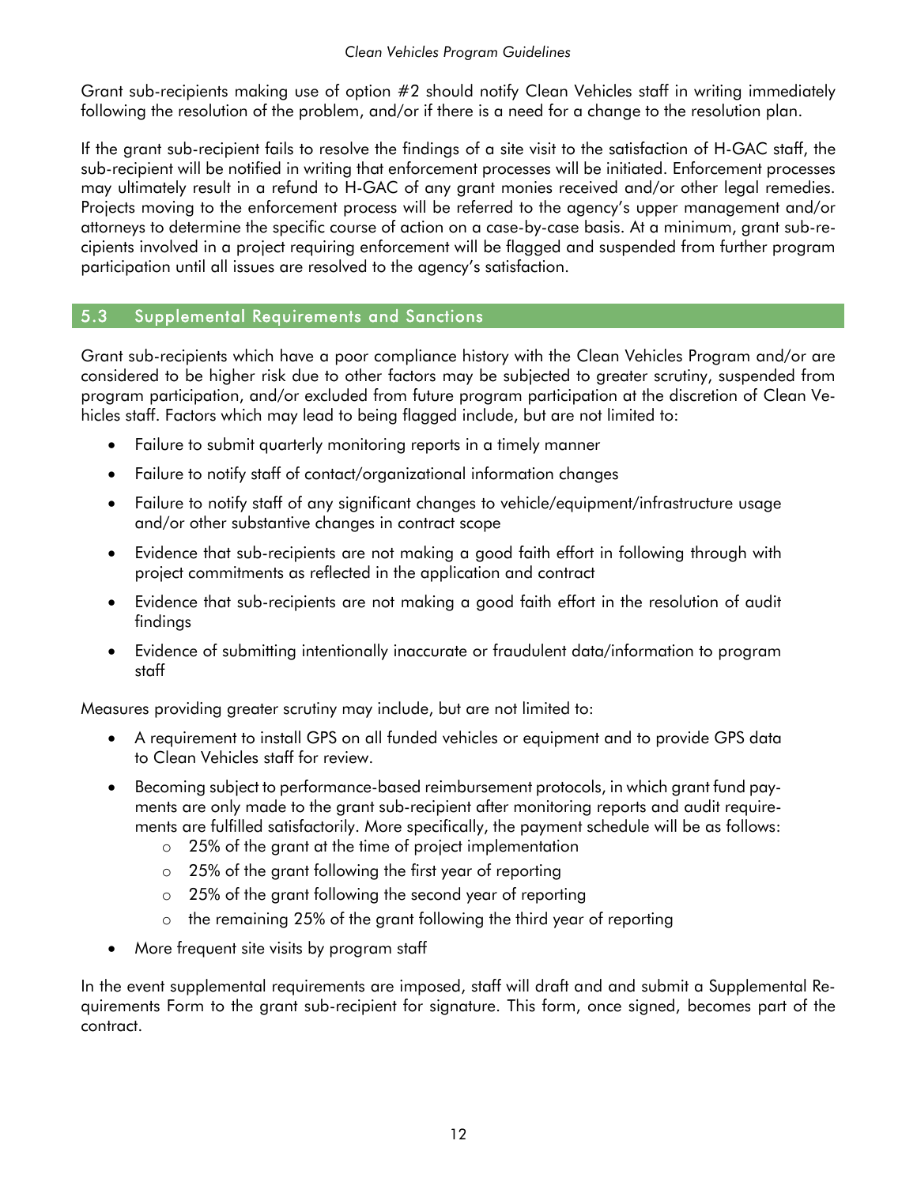Grant sub-recipients making use of option #2 should notify Clean Vehicles staff in writing immediately following the resolution of the problem, and/or if there is a need for a change to the resolution plan.

If the grant sub-recipient fails to resolve the findings of a site visit to the satisfaction of H-GAC staff, the sub-recipient will be notified in writing that enforcement processes will be initiated. Enforcement processes may ultimately result in a refund to H-GAC of any grant monies received and/or other legal remedies. Projects moving to the enforcement process will be referred to the agency's upper management and/or attorneys to determine the specific course of action on a case-by-case basis. At a minimum, grant sub-recipients involved in a project requiring enforcement will be flagged and suspended from further program participation until all issues are resolved to the agency's satisfaction.

## 5.3 Supplemental Requirements and Sanctions

Grant sub-recipients which have a poor compliance history with the Clean Vehicles Program and/or are considered to be higher risk due to other factors may be subjected to greater scrutiny, suspended from program participation, and/or excluded from future program participation at the discretion of Clean Vehicles staff. Factors which may lead to being flagged include, but are not limited to:

- Failure to submit quarterly monitoring reports in a timely manner
- Failure to notify staff of contact/organizational information changes
- Failure to notify staff of any significant changes to vehicle/equipment/infrastructure usage and/or other substantive changes in contract scope
- Evidence that sub-recipients are not making a good faith effort in following through with project commitments as reflected in the application and contract
- Evidence that sub-recipients are not making a good faith effort in the resolution of audit findings
- Evidence of submitting intentionally inaccurate or fraudulent data/information to program staff

Measures providing greater scrutiny may include, but are not limited to:

- A requirement to install GPS on all funded vehicles or equipment and to provide GPS data to Clean Vehicles staff for review.
- Becoming subject to performance-based reimbursement protocols, in which grant fund payments are only made to the grant sub-recipient after monitoring reports and audit requirements are fulfilled satisfactorily. More specifically, the payment schedule will be as follows:
  - 25% of the grant at the time of project implementation
  - 25% of the grant following the first year of reporting
  - 25% of the grant following the second year of reporting
  - the remaining 25% of the grant following the third year of reporting
- More frequent site visits by program staff

In the event supplemental requirements are imposed, staff will draft and and submit a Supplemental Requirements Form to the grant sub-recipient for signature. This form, once signed, becomes part of the contract.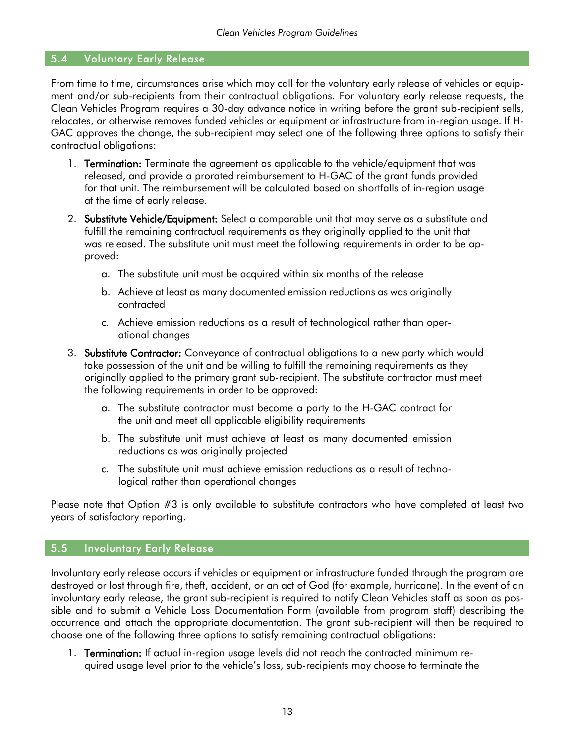## 5.4 Voluntary Early Release

From time to time, circumstances arise which may call for the voluntary early release of vehicles or equipment and/or sub-recipients from their contractual obligations. For voluntary early release requests, the Clean Vehicles Program requires a 30-day advance notice in writing before the grant sub-recipient sells, relocates, or otherwise removes funded vehicles or equipment or infrastructure from in-region usage. If H-GAC approves the change, the sub-recipient may select one of the following three options to satisfy their contractual obligations:

1. **Termination:** Terminate the agreement as applicable to the vehicle/equipment that was released, and provide a prorated reimbursement to H-GAC of the grant funds provided for that unit. The reimbursement will be calculated based on shortfalls of in-region usage at the time of early release.
2. **Substitute Vehicle/Equipment:** Select a comparable unit that may serve as a substitute and fulfill the remaining contractual requirements as they originally applied to the unit that was released. The substitute unit must meet the following requirements in order to be approved:
    a. The substitute unit must be acquired within six months of the release
    b. Achieve at least as many documented emission reductions as was originally contracted
    c. Achieve emission reductions as a result of technological rather than operational changes
3. **Substitute Contractor:** Conveyance of contractual obligations to a new party which would take possession of the unit and be willing to fulfill the remaining requirements as they originally applied to the primary grant sub-recipient. The substitute contractor must meet the following requirements in order to be approved:
    a. The substitute contractor must become a party to the H-GAC contract for the unit and meet all applicable eligibility requirements
    b. The substitute unit must achieve at least as many documented emission reductions as was originally projected
    c. The substitute unit must achieve emission reductions as a result of technological rather than operational changes

Please note that Option #3 is only available to substitute contractors who have completed at least two years of satisfactory reporting.

## 5.5 Involuntary Early Release

Involuntary early release occurs if vehicles or equipment or infrastructure funded through the program are destroyed or lost through fire, theft, accident, or an act of God (for example, hurricane). In the event of an involuntary early release, the grant sub-recipient is required to notify Clean Vehicles staff as soon as possible and to submit a Vehicle Loss Documentation Form (available from program staff) describing the occurrence and attach the appropriate documentation. The grant sub-recipient will then be required to choose one of the following three options to satisfy remaining contractual obligations:

1. **Termination:** If actual in-region usage levels did not reach the contracted minimum required usage level prior to the vehicle's loss, sub-recipients may choose to terminate the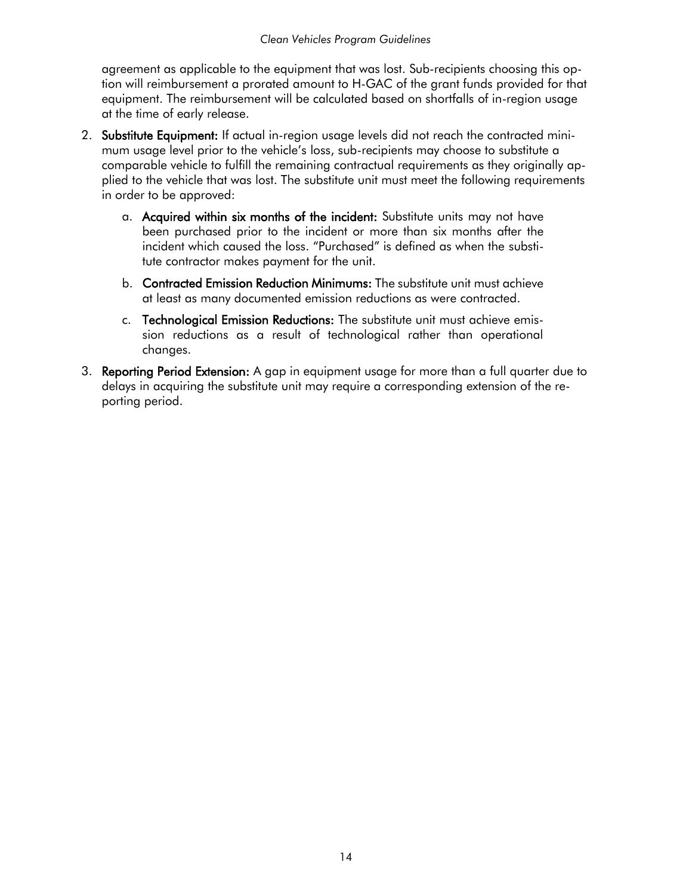agreement as applicable to the equipment that was lost. Sub-recipients choosing this option will reimbursement a prorated amount to H-GAC of the grant funds provided for that equipment. The reimbursement will be calculated based on shortfalls of in-region usage at the time of early release.

2. **Substitute Equipment:** If actual in-region usage levels did not reach the contracted minimum usage level prior to the vehicle's loss, sub-recipients may choose to substitute a comparable vehicle to fulfill the remaining contractual requirements as they originally applied to the vehicle that was lost. The substitute unit must meet the following requirements in order to be approved:

   a. **Acquired within six months of the incident:** Substitute units may not have been purchased prior to the incident or more than six months after the incident which caused the loss. "Purchased" is defined as when the substitute contractor makes payment for the unit.

   b. **Contracted Emission Reduction Minimums:** The substitute unit must achieve at least as many documented emission reductions as were contracted.

   c. **Technological Emission Reductions:** The substitute unit must achieve emission reductions as a result of technological rather than operational changes.

3. **Reporting Period Extension:** A gap in equipment usage for more than a full quarter due to delays in acquiring the substitute unit may require a corresponding extension of the reporting period.